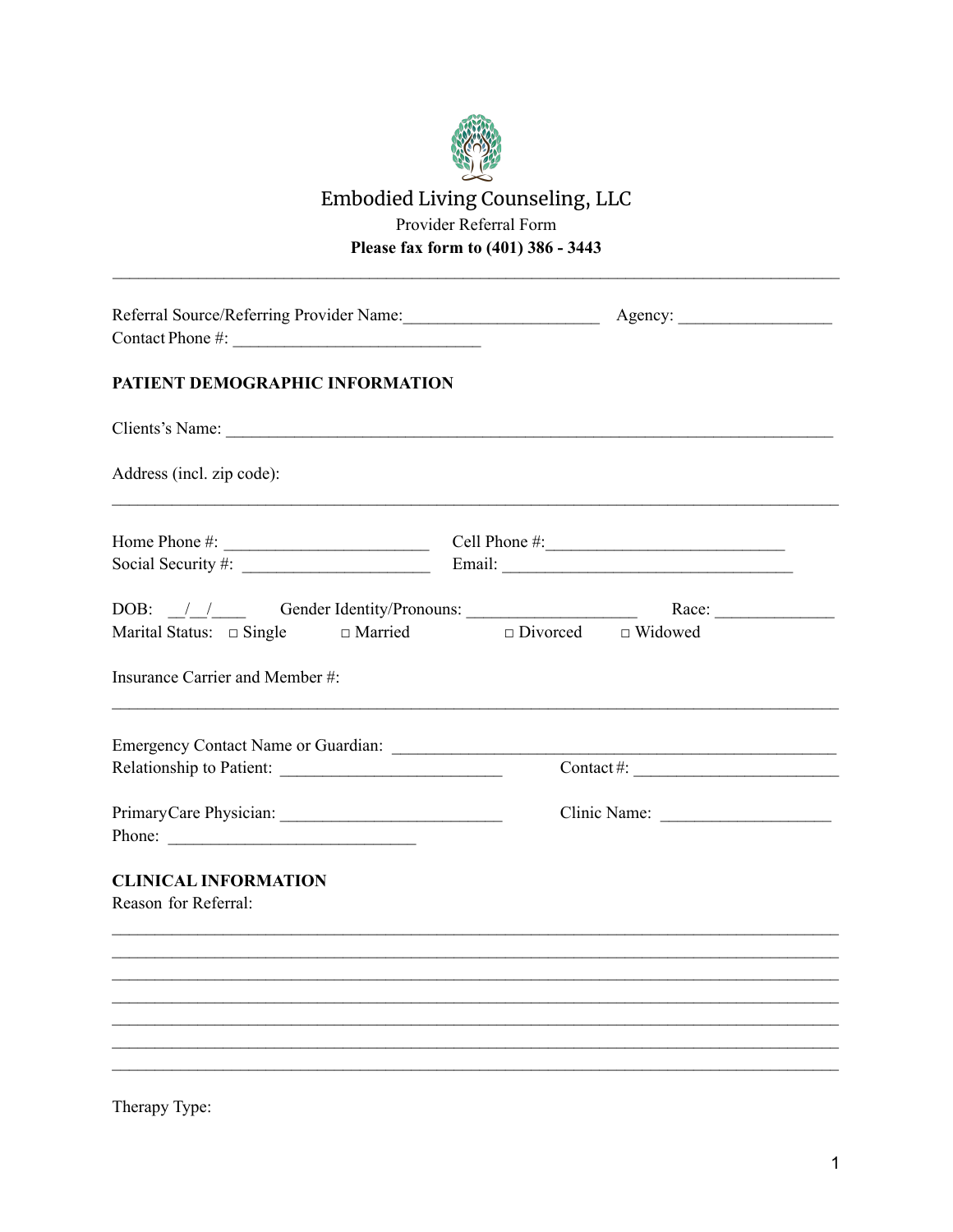# Embodied Living Counseling, LLC

Provider Referral Form

**Please fax form to (401) 386 - 3443**

---

Referral Source/Referring Provider Name:______________________ Agency: _________________

Contact Phone #: ____________________________

**PATIENT DEMOGRAPHIC INFORMATION**

Clients's Name: _____________________________________________________________________

Address (incl. zip code):

_________________________________________________________________________________

Home Phone #: _______________________ Cell Phone #:__________________________

Social Security #: _____________________ Email: _________________________________

DOB: __/__/____ Gender Identity/Pronouns: ___________________ Race: _____________

Marital Status: □ Single □ Married □ Divorced □ Widowed

Insurance Carrier and Member #:

_________________________________________________________________________________

Emergency Contact Name or Guardian: _________________________________________________

Relationship to Patient: ________________________ Contact #: _______________________

PrimaryCare Physician: ________________________ Clinic Name: ___________________

Phone: ____________________________

**CLINICAL INFORMATION**

Reason for Referral:

_________________________________________________________________________________
_________________________________________________________________________________
_________________________________________________________________________________
_________________________________________________________________________________
_________________________________________________________________________________
_________________________________________________________________________________
_________________________________________________________________________________

Therapy Type: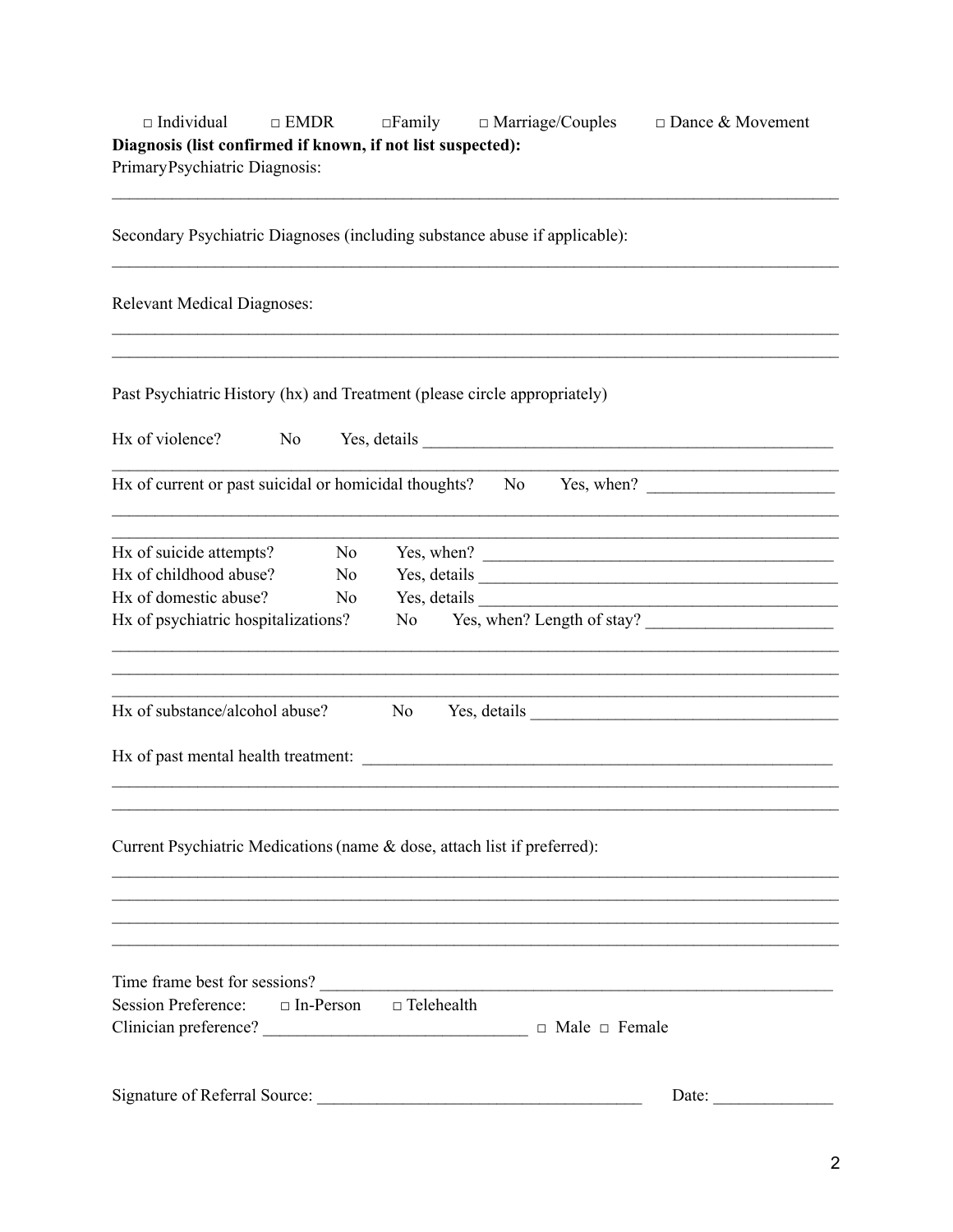□ Individual □ EMDR □Family □ Marriage/Couples □ Dance & Movement

**Diagnosis (list confirmed if known, if not list suspected):**

PrimaryPsychiatric Diagnosis:

______________________________________________________________________________

Secondary Psychiatric Diagnoses (including substance abuse if applicable):

______________________________________________________________________________

Relevant Medical Diagnoses:

______________________________________________________________________________

______________________________________________________________________________

Past Psychiatric History (hx) and Treatment (please circle appropriately)

Hx of violence? No Yes, details ____________________________________________

______________________________________________________________________________

Hx of current or past suicidal or homicidal thoughts? No Yes, when? ________________

______________________________________________________________________________

______________________________________________________________________________

Hx of suicide attempts? No Yes, when? ____________________________________

Hx of childhood abuse? No Yes, details ____________________________________

Hx of domestic abuse? No Yes, details ____________________________________

Hx of psychiatric hospitalizations? No Yes, when? Length of stay? __________________

______________________________________________________________________________

______________________________________________________________________________

______________________________________________________________________________

Hx of substance/alcohol abuse? No Yes, details ______________________________

Hx of past mental health treatment: ______________________________________________

______________________________________________________________________________

______________________________________________________________________________

Current Psychiatric Medications (name & dose, attach list if preferred):

______________________________________________________________________________

______________________________________________________________________________

______________________________________________________________________________

______________________________________________________________________________

Time frame best for sessions? __________________________________________________

Session Preference: □ In-Person □ Telehealth

Clinician preference? ___________________________ □ Male □ Female

Signature of Referral Source: ________________________________ Date: ____________